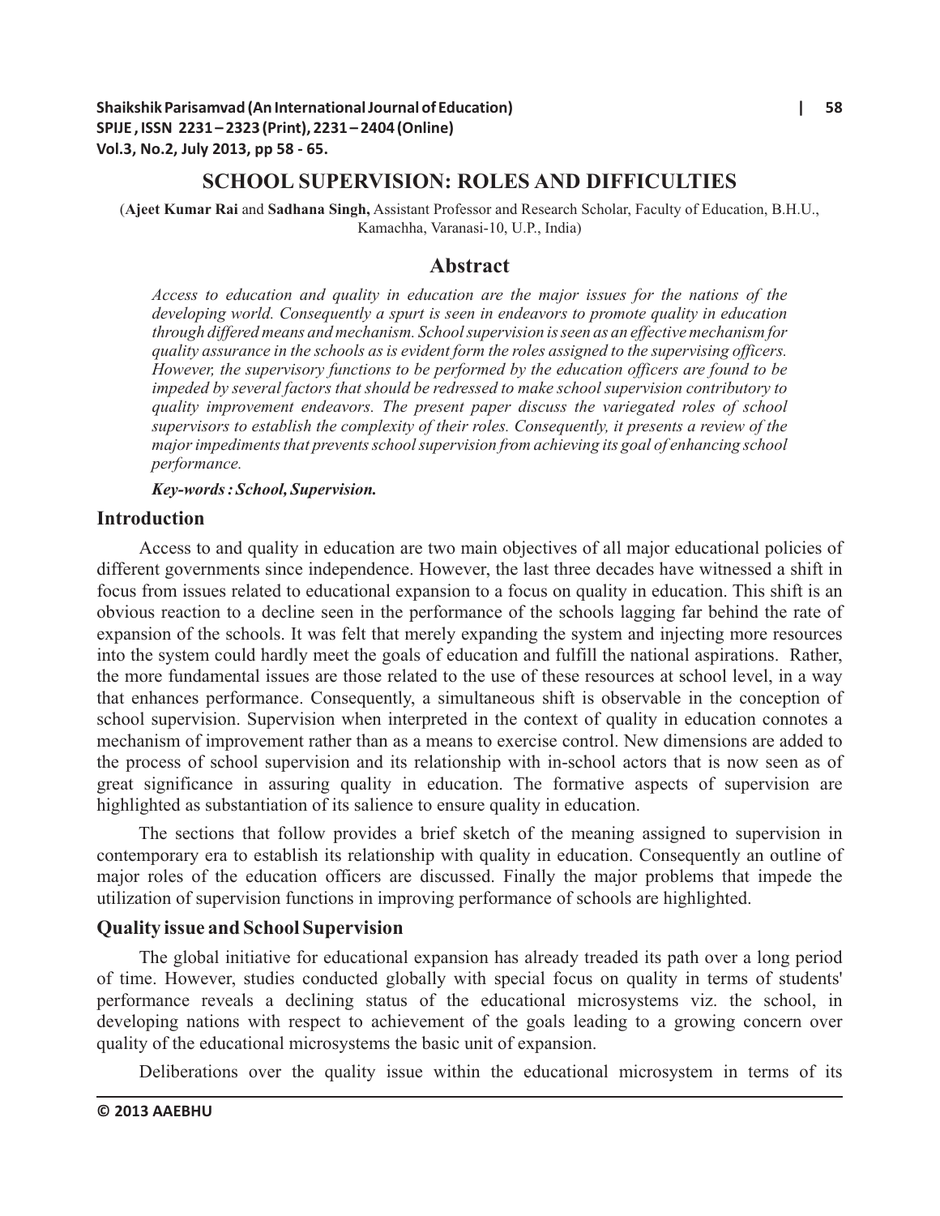# SCHOOL SUPERVISION: ROLES AND DIFFICULTIES

(**Ajeet Kumar Rai** and **Sadhana Singh,** Assistant Professor and Research Scholar, Faculty of Education, B.H.U., Kamachha, Varanasi-10, U.P., India)

## Abstract

*Access to education and quality in education are the major issues for the nations of the developing world. Consequently a spurt is seen in endeavors to promote quality in education through differed means and mechanism. School supervision is seen as an effective mechanism for quality assurance in the schools as is evident form the roles assigned to the supervising officers. However, the supervisory functions to be performed by the education officers are found to be impeded by several factors that should be redressed to make school supervision contributory to quality improvement endeavors. The present paper discuss the variegated roles of school supervisors to establish the complexity of their roles. Consequently, it presents a review of the major impediments that prevents school supervision from achieving its goal of enhancing school performance.*

***Key-words : School, Supervision.***

## Introduction

Access to and quality in education are two main objectives of all major educational policies of different governments since independence. However, the last three decades have witnessed a shift in focus from issues related to educational expansion to a focus on quality in education. This shift is an obvious reaction to a decline seen in the performance of the schools lagging far behind the rate of expansion of the schools. It was felt that merely expanding the system and injecting more resources into the system could hardly meet the goals of education and fulfill the national aspirations. Rather, the more fundamental issues are those related to the use of these resources at school level, in a way that enhances performance. Consequently, a simultaneous shift is observable in the conception of school supervision. Supervision when interpreted in the context of quality in education connotes a mechanism of improvement rather than as a means to exercise control. New dimensions are added to the process of school supervision and its relationship with in-school actors that is now seen as of great significance in assuring quality in education. The formative aspects of supervision are highlighted as substantiation of its salience to ensure quality in education.

The sections that follow provides a brief sketch of the meaning assigned to supervision in contemporary era to establish its relationship with quality in education. Consequently an outline of major roles of the education officers are discussed. Finally the major problems that impede the utilization of supervision functions in improving performance of schools are highlighted.

## Quality issue and School Supervision

The global initiative for educational expansion has already treaded its path over a long period of time. However, studies conducted globally with special focus on quality in terms of students' performance reveals a declining status of the educational microsystems viz. the school, in developing nations with respect to achievement of the goals leading to a growing concern over quality of the educational microsystems the basic unit of expansion.

Deliberations over the quality issue within the educational microsystem in terms of its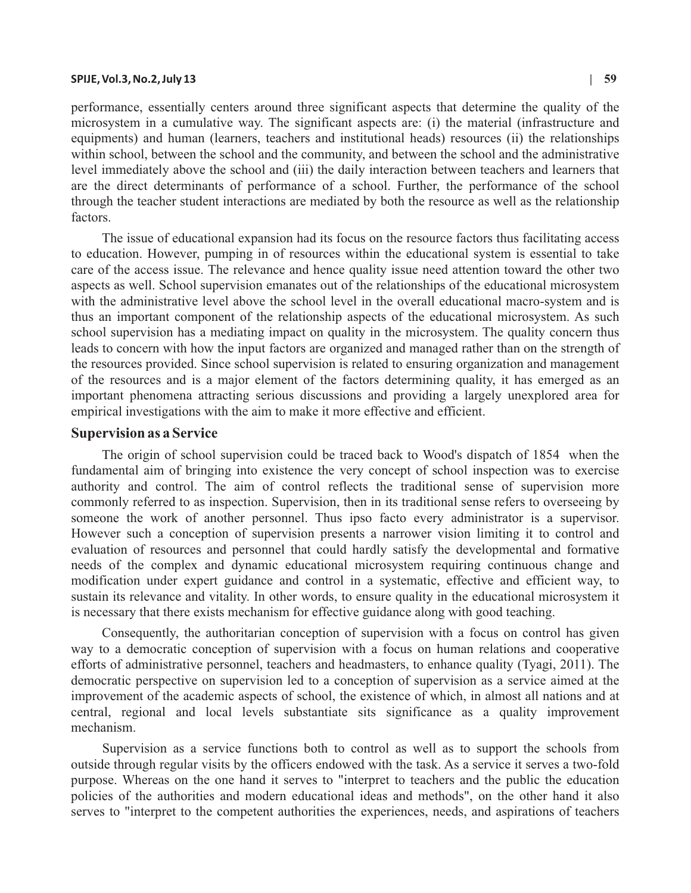performance, essentially centers around three significant aspects that determine the quality of the microsystem in a cumulative way. The significant aspects are: (i) the material (infrastructure and equipments) and human (learners, teachers and institutional heads) resources (ii) the relationships within school, between the school and the community, and between the school and the administrative level immediately above the school and (iii) the daily interaction between teachers and learners that are the direct determinants of performance of a school. Further, the performance of the school through the teacher student interactions are mediated by both the resource as well as the relationship factors.

The issue of educational expansion had its focus on the resource factors thus facilitating access to education. However, pumping in of resources within the educational system is essential to take care of the access issue. The relevance and hence quality issue need attention toward the other two aspects as well. School supervision emanates out of the relationships of the educational microsystem with the administrative level above the school level in the overall educational macro-system and is thus an important component of the relationship aspects of the educational microsystem. As such school supervision has a mediating impact on quality in the microsystem. The quality concern thus leads to concern with how the input factors are organized and managed rather than on the strength of the resources provided. Since school supervision is related to ensuring organization and management of the resources and is a major element of the factors determining quality, it has emerged as an important phenomena attracting serious discussions and providing a largely unexplored area for empirical investigations with the aim to make it more effective and efficient.

## Supervision as a Service

The origin of school supervision could be traced back to Wood's dispatch of 1854 when the fundamental aim of bringing into existence the very concept of school inspection was to exercise authority and control. The aim of control reflects the traditional sense of supervision more commonly referred to as inspection. Supervision, then in its traditional sense refers to overseeing by someone the work of another personnel. Thus ipso facto every administrator is a supervisor. However such a conception of supervision presents a narrower vision limiting it to control and evaluation of resources and personnel that could hardly satisfy the developmental and formative needs of the complex and dynamic educational microsystem requiring continuous change and modification under expert guidance and control in a systematic, effective and efficient way, to sustain its relevance and vitality. In other words, to ensure quality in the educational microsystem it is necessary that there exists mechanism for effective guidance along with good teaching.

Consequently, the authoritarian conception of supervision with a focus on control has given way to a democratic conception of supervision with a focus on human relations and cooperative efforts of administrative personnel, teachers and headmasters, to enhance quality (Tyagi, 2011). The democratic perspective on supervision led to a conception of supervision as a service aimed at the improvement of the academic aspects of school, the existence of which, in almost all nations and at central, regional and local levels substantiate sits significance as a quality improvement mechanism.

Supervision as a service functions both to control as well as to support the schools from outside through regular visits by the officers endowed with the task. As a service it serves a two-fold purpose. Whereas on the one hand it serves to "interpret to teachers and the public the education policies of the authorities and modern educational ideas and methods", on the other hand it also serves to "interpret to the competent authorities the experiences, needs, and aspirations of teachers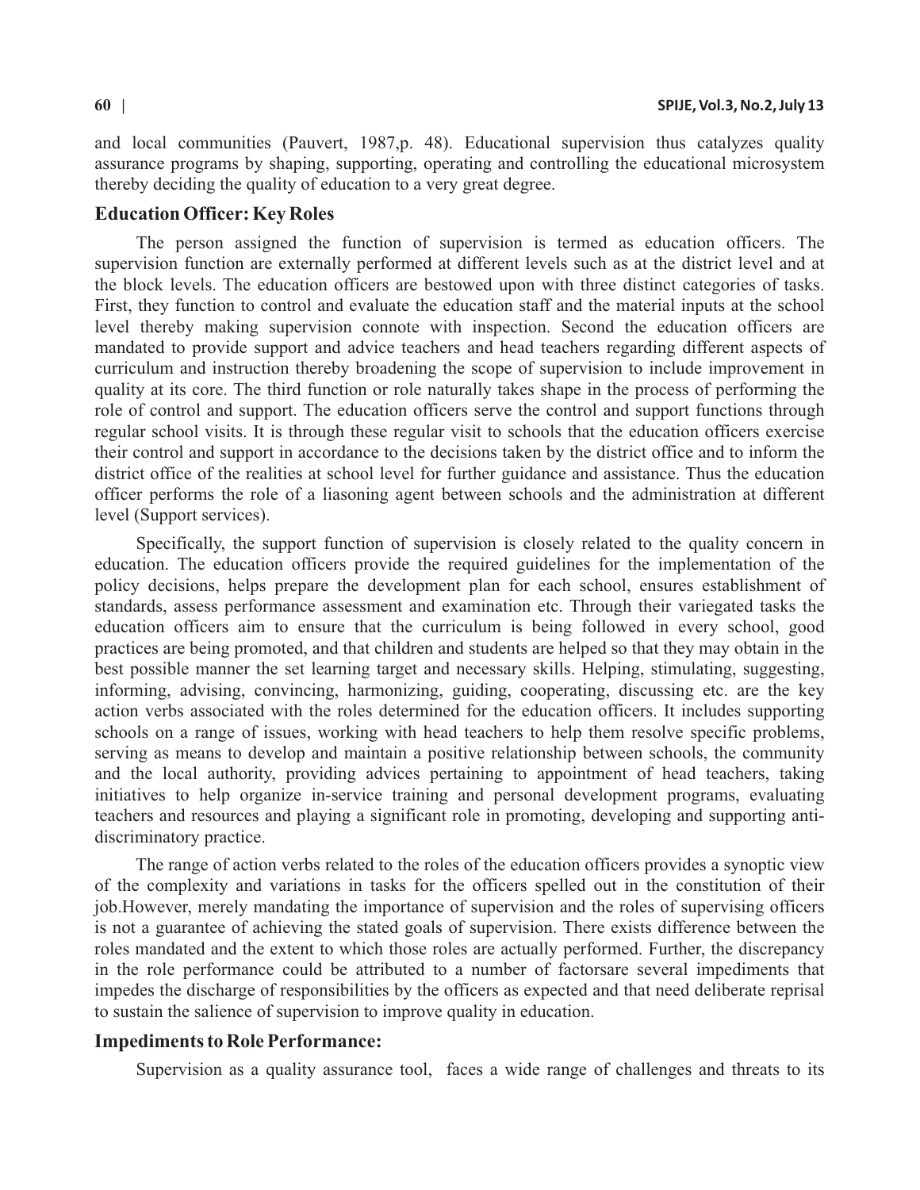and local communities (Pauvert, 1987,p. 48). Educational supervision thus catalyzes quality assurance programs by shaping, supporting, operating and controlling the educational microsystem thereby deciding the quality of education to a very great degree.

## Education Officer: Key Roles

The person assigned the function of supervision is termed as education officers. The supervision function are externally performed at different levels such as at the district level and at the block levels. The education officers are bestowed upon with three distinct categories of tasks. First, they function to control and evaluate the education staff and the material inputs at the school level thereby making supervision connote with inspection. Second the education officers are mandated to provide support and advice teachers and head teachers regarding different aspects of curriculum and instruction thereby broadening the scope of supervision to include improvement in quality at its core. The third function or role naturally takes shape in the process of performing the role of control and support. The education officers serve the control and support functions through regular school visits. It is through these regular visit to schools that the education officers exercise their control and support in accordance to the decisions taken by the district office and to inform the district office of the realities at school level for further guidance and assistance. Thus the education officer performs the role of a liasoning agent between schools and the administration at different level (Support services).

Specifically, the support function of supervision is closely related to the quality concern in education. The education officers provide the required guidelines for the implementation of the policy decisions, helps prepare the development plan for each school, ensures establishment of standards, assess performance assessment and examination etc. Through their variegated tasks the education officers aim to ensure that the curriculum is being followed in every school, good practices are being promoted, and that children and students are helped so that they may obtain in the best possible manner the set learning target and necessary skills. Helping, stimulating, suggesting, informing, advising, convincing, harmonizing, guiding, cooperating, discussing etc. are the key action verbs associated with the roles determined for the education officers. It includes supporting schools on a range of issues, working with head teachers to help them resolve specific problems, serving as means to develop and maintain a positive relationship between schools, the community and the local authority, providing advices pertaining to appointment of head teachers, taking initiatives to help organize in-service training and personal development programs, evaluating teachers and resources and playing a significant role in promoting, developing and supporting anti-discriminatory practice.

The range of action verbs related to the roles of the education officers provides a synoptic view of the complexity and variations in tasks for the officers spelled out in the constitution of their job.However, merely mandating the importance of supervision and the roles of supervising officers is not a guarantee of achieving the stated goals of supervision. There exists difference between the roles mandated and the extent to which those roles are actually performed. Further, the discrepancy in the role performance could be attributed to a number of factorsare several impediments that impedes the discharge of responsibilities by the officers as expected and that need deliberate reprisal to sustain the salience of supervision to improve quality in education.

## Impediments to Role Performance:

Supervision as a quality assurance tool, faces a wide range of challenges and threats to its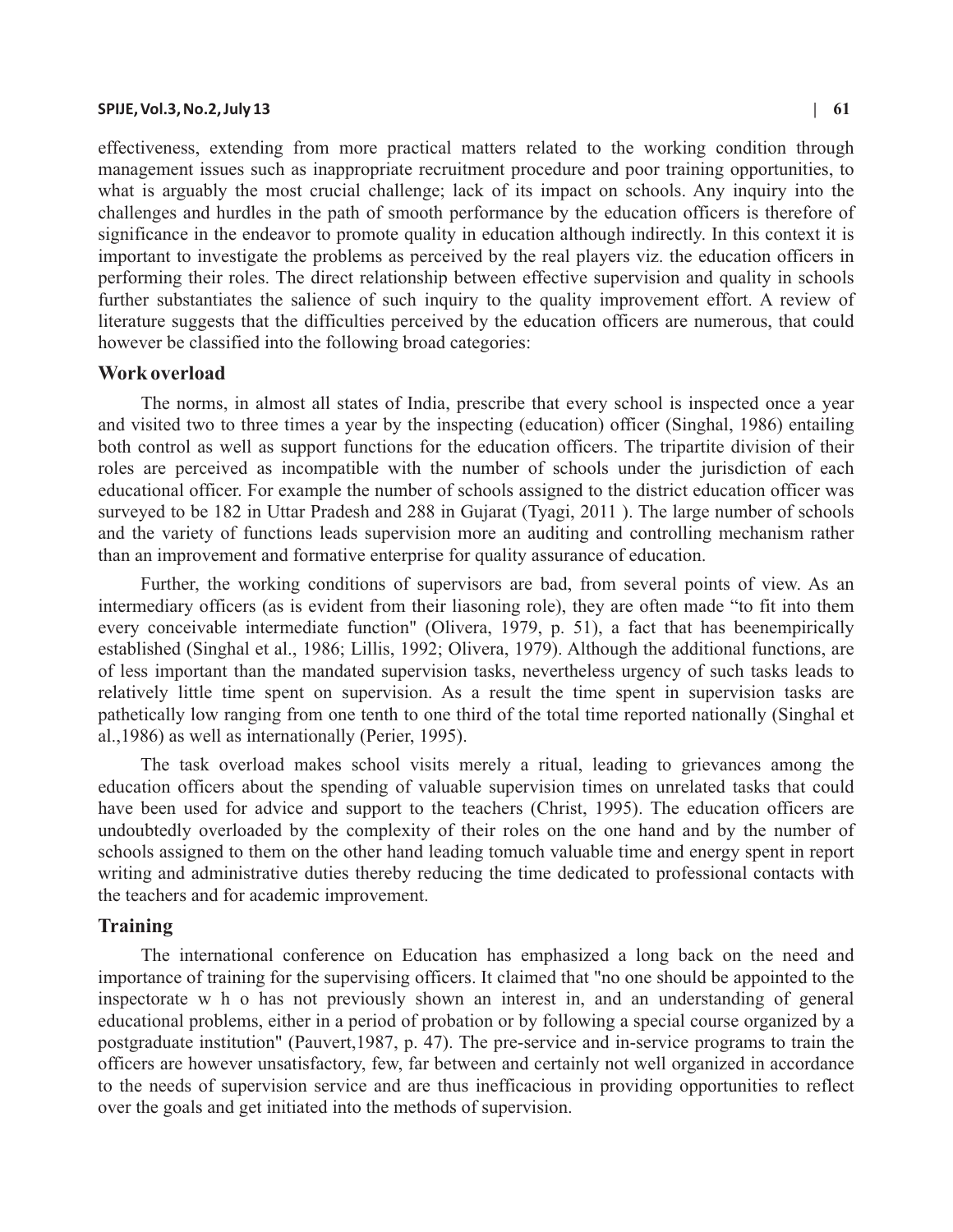effectiveness, extending from more practical matters related to the working condition through management issues such as inappropriate recruitment procedure and poor training opportunities, to what is arguably the most crucial challenge; lack of its impact on schools. Any inquiry into the challenges and hurdles in the path of smooth performance by the education officers is therefore of significance in the endeavor to promote quality in education although indirectly. In this context it is important to investigate the problems as perceived by the real players viz. the education officers in performing their roles. The direct relationship between effective supervision and quality in schools further substantiates the salience of such inquiry to the quality improvement effort. A review of literature suggests that the difficulties perceived by the education officers are numerous, that could however be classified into the following broad categories:

## Work overload

The norms, in almost all states of India, prescribe that every school is inspected once a year and visited two to three times a year by the inspecting (education) officer (Singhal, 1986) entailing both control as well as support functions for the education officers. The tripartite division of their roles are perceived as incompatible with the number of schools under the jurisdiction of each educational officer. For example the number of schools assigned to the district education officer was surveyed to be 182 in Uttar Pradesh and 288 in Gujarat (Tyagi, 2011 ). The large number of schools and the variety of functions leads supervision more an auditing and controlling mechanism rather than an improvement and formative enterprise for quality assurance of education.

Further, the working conditions of supervisors are bad, from several points of view. As an intermediary officers (as is evident from their liasoning role), they are often made "to fit into them every conceivable intermediate function" (Olivera, 1979, p. 51), a fact that has beenempirically established (Singhal et al., 1986; Lillis, 1992; Olivera, 1979). Although the additional functions, are of less important than the mandated supervision tasks, nevertheless urgency of such tasks leads to relatively little time spent on supervision. As a result the time spent in supervision tasks are pathetically low ranging from one tenth to one third of the total time reported nationally (Singhal et al.,1986) as well as internationally (Perier, 1995).

The task overload makes school visits merely a ritual, leading to grievances among the education officers about the spending of valuable supervision times on unrelated tasks that could have been used for advice and support to the teachers (Christ, 1995). The education officers are undoubtedly overloaded by the complexity of their roles on the one hand and by the number of schools assigned to them on the other hand leading tomuch valuable time and energy spent in report writing and administrative duties thereby reducing the time dedicated to professional contacts with the teachers and for academic improvement.

## Training

The international conference on Education has emphasized a long back on the need and importance of training for the supervising officers. It claimed that "no one should be appointed to the inspectorate who has not previously shown an interest in, and an understanding of general educational problems, either in a period of probation or by following a special course organized by a postgraduate institution" (Pauvert,1987, p. 47). The pre-service and in-service programs to train the officers are however unsatisfactory, few, far between and certainly not well organized in accordance to the needs of supervision service and are thus inefficacious in providing opportunities to reflect over the goals and get initiated into the methods of supervision.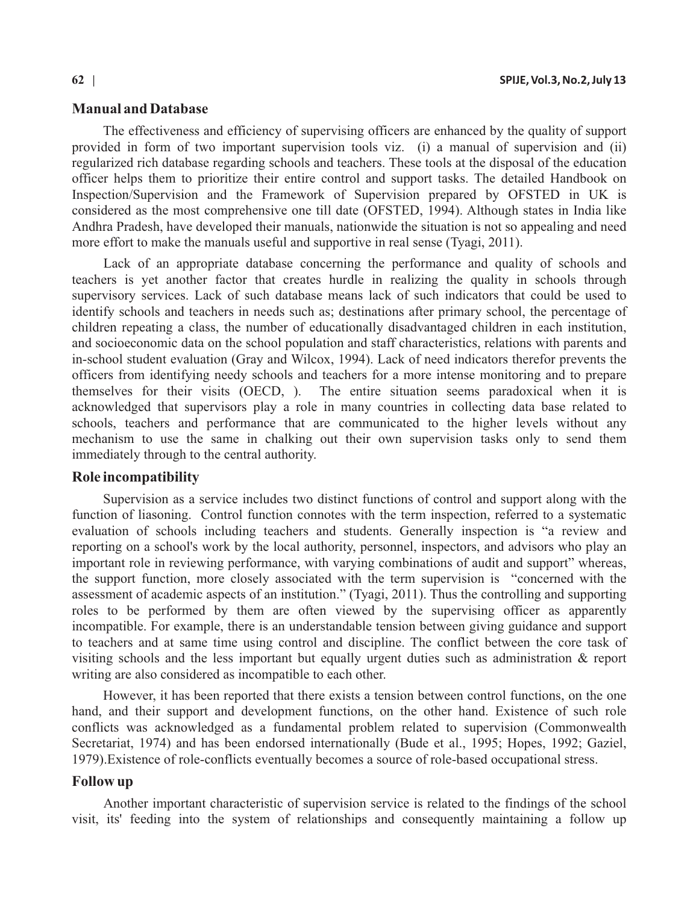## Manual and Database

The effectiveness and efficiency of supervising officers are enhanced by the quality of support provided in form of two important supervision tools viz. (i) a manual of supervision and (ii) regularized rich database regarding schools and teachers. These tools at the disposal of the education officer helps them to prioritize their entire control and support tasks. The detailed Handbook on Inspection/Supervision and the Framework of Supervision prepared by OFSTED in UK is considered as the most comprehensive one till date (OFSTED, 1994). Although states in India like Andhra Pradesh, have developed their manuals, nationwide the situation is not so appealing and need more effort to make the manuals useful and supportive in real sense (Tyagi, 2011).

Lack of an appropriate database concerning the performance and quality of schools and teachers is yet another factor that creates hurdle in realizing the quality in schools through supervisory services. Lack of such database means lack of such indicators that could be used to identify schools and teachers in needs such as; destinations after primary school, the percentage of children repeating a class, the number of educationally disadvantaged children in each institution, and socioeconomic data on the school population and staff characteristics, relations with parents and in-school student evaluation (Gray and Wilcox, 1994). Lack of need indicators therefor prevents the officers from identifying needy schools and teachers for a more intense monitoring and to prepare themselves for their visits (OECD, ). The entire situation seems paradoxical when it is acknowledged that supervisors play a role in many countries in collecting data base related to schools, teachers and performance that are communicated to the higher levels without any mechanism to use the same in chalking out their own supervision tasks only to send them immediately through to the central authority.

## Role incompatibility

Supervision as a service includes two distinct functions of control and support along with the function of liasoning. Control function connotes with the term inspection, referred to a systematic evaluation of schools including teachers and students. Generally inspection is "a review and reporting on a school's work by the local authority, personnel, inspectors, and advisors who play an important role in reviewing performance, with varying combinations of audit and support" whereas, the support function, more closely associated with the term supervision is "concerned with the assessment of academic aspects of an institution." (Tyagi, 2011). Thus the controlling and supporting roles to be performed by them are often viewed by the supervising officer as apparently incompatible. For example, there is an understandable tension between giving guidance and support to teachers and at same time using control and discipline. The conflict between the core task of visiting schools and the less important but equally urgent duties such as administration & report writing are also considered as incompatible to each other.

However, it has been reported that there exists a tension between control functions, on the one hand, and their support and development functions, on the other hand. Existence of such role conflicts was acknowledged as a fundamental problem related to supervision (Commonwealth Secretariat, 1974) and has been endorsed internationally (Bude et al., 1995; Hopes, 1992; Gaziel, 1979).Existence of role-conflicts eventually becomes a source of role-based occupational stress.

## Follow up

Another important characteristic of supervision service is related to the findings of the school visit, its' feeding into the system of relationships and consequently maintaining a follow up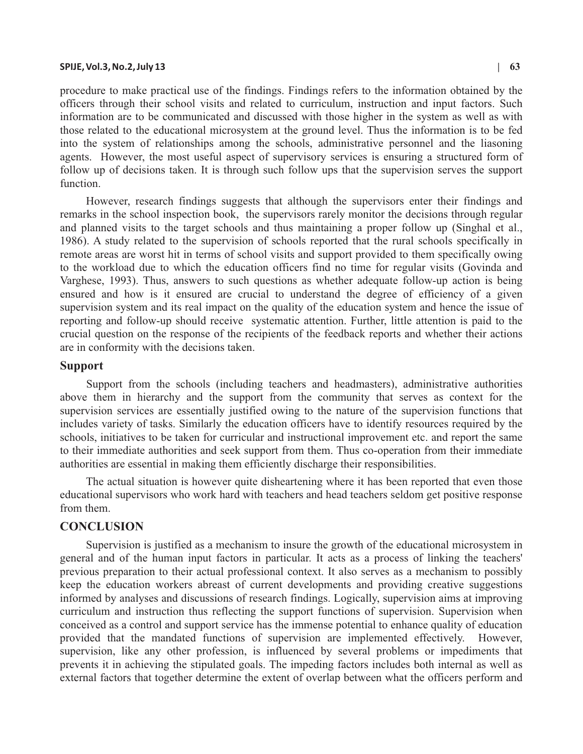procedure to make practical use of the findings. Findings refers to the information obtained by the officers through their school visits and related to curriculum, instruction and input factors. Such information are to be communicated and discussed with those higher in the system as well as with those related to the educational microsystem at the ground level. Thus the information is to be fed into the system of relationships among the schools, administrative personnel and the liasoning agents. However, the most useful aspect of supervisory services is ensuring a structured form of follow up of decisions taken. It is through such follow ups that the supervision serves the support function.

However, research findings suggests that although the supervisors enter their findings and remarks in the school inspection book, the supervisors rarely monitor the decisions through regular and planned visits to the target schools and thus maintaining a proper follow up (Singhal et al., 1986). A study related to the supervision of schools reported that the rural schools specifically in remote areas are worst hit in terms of school visits and support provided to them specifically owing to the workload due to which the education officers find no time for regular visits (Govinda and Varghese, 1993). Thus, answers to such questions as whether adequate follow-up action is being ensured and how is it ensured are crucial to understand the degree of efficiency of a given supervision system and its real impact on the quality of the education system and hence the issue of reporting and follow-up should receive systematic attention. Further, little attention is paid to the crucial question on the response of the recipients of the feedback reports and whether their actions are in conformity with the decisions taken.

### Support

Support from the schools (including teachers and headmasters), administrative authorities above them in hierarchy and the support from the community that serves as context for the supervision services are essentially justified owing to the nature of the supervision functions that includes variety of tasks. Similarly the education officers have to identify resources required by the schools, initiatives to be taken for curricular and instructional improvement etc. and report the same to their immediate authorities and seek support from them. Thus co-operation from their immediate authorities are essential in making them efficiently discharge their responsibilities.

The actual situation is however quite disheartening where it has been reported that even those educational supervisors who work hard with teachers and head teachers seldom get positive response from them.

## CONCLUSION

Supervision is justified as a mechanism to insure the growth of the educational microsystem in general and of the human input factors in particular. It acts as a process of linking the teachers' previous preparation to their actual professional context. It also serves as a mechanism to possibly keep the education workers abreast of current developments and providing creative suggestions informed by analyses and discussions of research findings. Logically, supervision aims at improving curriculum and instruction thus reflecting the support functions of supervision. Supervision when conceived as a control and support service has the immense potential to enhance quality of education provided that the mandated functions of supervision are implemented effectively. However, supervision, like any other profession, is influenced by several problems or impediments that prevents it in achieving the stipulated goals. The impeding factors includes both internal as well as external factors that together determine the extent of overlap between what the officers perform and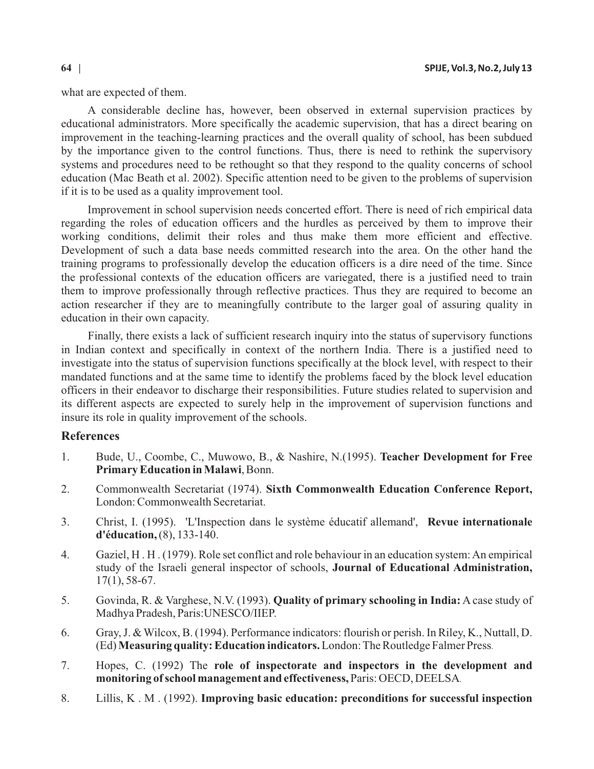what are expected of them.

A considerable decline has, however, been observed in external supervision practices by educational administrators. More specifically the academic supervision, that has a direct bearing on improvement in the teaching-learning practices and the overall quality of school, has been subdued by the importance given to the control functions. Thus, there is need to rethink the supervisory systems and procedures need to be rethought so that they respond to the quality concerns of school education (Mac Beath et al. 2002). Specific attention need to be given to the problems of supervision if it is to be used as a quality improvement tool.

Improvement in school supervision needs concerted effort. There is need of rich empirical data regarding the roles of education officers and the hurdles as perceived by them to improve their working conditions, delimit their roles and thus make them more efficient and effective. Development of such a data base needs committed research into the area. On the other hand the training programs to professionally develop the education officers is a dire need of the time. Since the professional contexts of the education officers are variegated, there is a justified need to train them to improve professionally through reflective practices. Thus they are required to become an action researcher if they are to meaningfully contribute to the larger goal of assuring quality in education in their own capacity.

Finally, there exists a lack of sufficient research inquiry into the status of supervisory functions in Indian context and specifically in context of the northern India. There is a justified need to investigate into the status of supervision functions specifically at the block level, with respect to their mandated functions and at the same time to identify the problems faced by the block level education officers in their endeavor to discharge their responsibilities. Future studies related to supervision and its different aspects are expected to surely help in the improvement of supervision functions and insure its role in quality improvement of the schools.

## References

1. Bude, U., Coombe, C., Muwowo, B., & Nashire, N.(1995). **Teacher Development for Free Primary Education in Malawi**, Bonn.
2. Commonwealth Secretariat (1974). **Sixth Commonwealth Education Conference Report,** London: Commonwealth Secretariat.
3. Christ, I. (1995). 'L'Inspection dans le système éducatif allemand', **Revue internationale d'éducation,** (8), 133-140.
4. Gaziel, H . H . (1979). Role set conflict and role behaviour in an education system: An empirical study of the Israeli general inspector of schools, **Journal of Educational Administration,** 17(1), 58-67.
5. Govinda, R. & Varghese, N.V. (1993). **Quality of primary schooling in India:** A case study of Madhya Pradesh, Paris:UNESCO/IIEP.
6. Gray, J. & Wilcox, B. (1994). Performance indicators: flourish or perish. In Riley, K., Nuttall, D. (Ed) **Measuring quality: Education indicators.** London: The Routledge Falmer Press.
7. Hopes, C. (1992) The **role of inspectorate and inspectors in the development and monitoring of school management and effectiveness,** Paris: OECD, DEELSA.
8. Lillis, K . M . (1992). **Improving basic education: preconditions for successful inspection**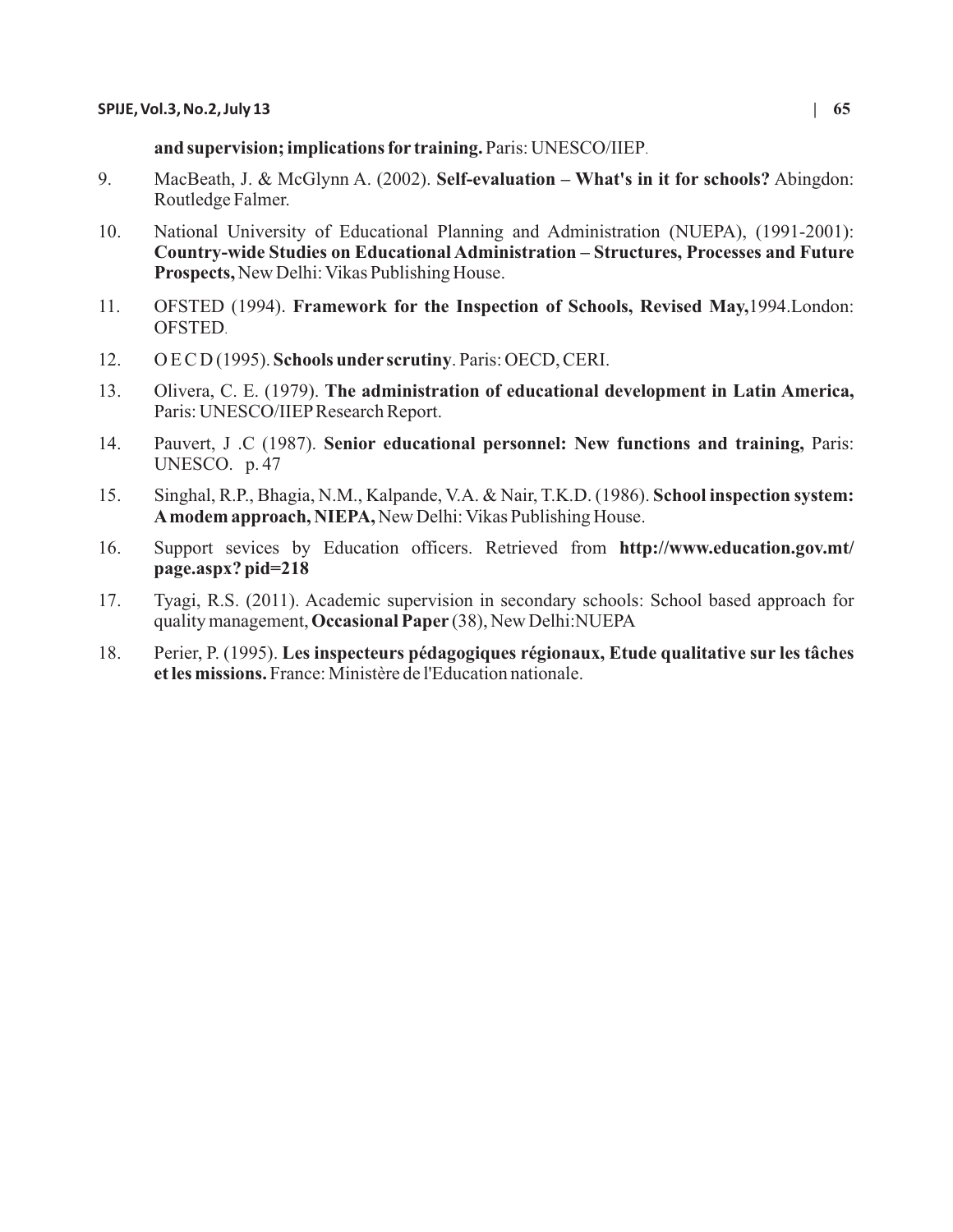**and supervision; implications for training.** Paris: UNESCO/IIEP.

9. MacBeath, J. & McGlynn A. (2002). **Self-evaluation – What's in it for schools?** Abingdon: Routledge Falmer.

10. National University of Educational Planning and Administration (NUEPA), (1991-2001): **Country-wide Studies on Educational Administration – Structures, Processes and Future Prospects,** New Delhi: Vikas Publishing House.

11. OFSTED (1994). **Framework for the Inspection of Schools, Revised May,**1994.London: OFSTED.

12. O E C D (1995). **Schools under scrutiny**. Paris: OECD, CERI.

13. Olivera, C. E. (1979). **The administration of educational development in Latin America,** Paris: UNESCO/IIEP Research Report.

14. Pauvert, J .C (1987). **Senior educational personnel: New functions and training,** Paris: UNESCO. p. 47

15. Singhal, R.P., Bhagia, N.M., Kalpande, V.A. & Nair, T.K.D. (1986). **School inspection system: A modem approach, NIEPA,** New Delhi: Vikas Publishing House.

16. Support sevices by Education officers. Retrieved from **http://www.education.gov.mt/ page.aspx? pid=218**

17. Tyagi, R.S. (2011). Academic supervision in secondary schools: School based approach for quality management, **Occasional Paper** (38), New Delhi:NUEPA

18. Perier, P. (1995). **Les inspecteurs pédagogiques régionaux, Etude qualitative sur les tâches et les missions.** France: Ministère de l'Education nationale.